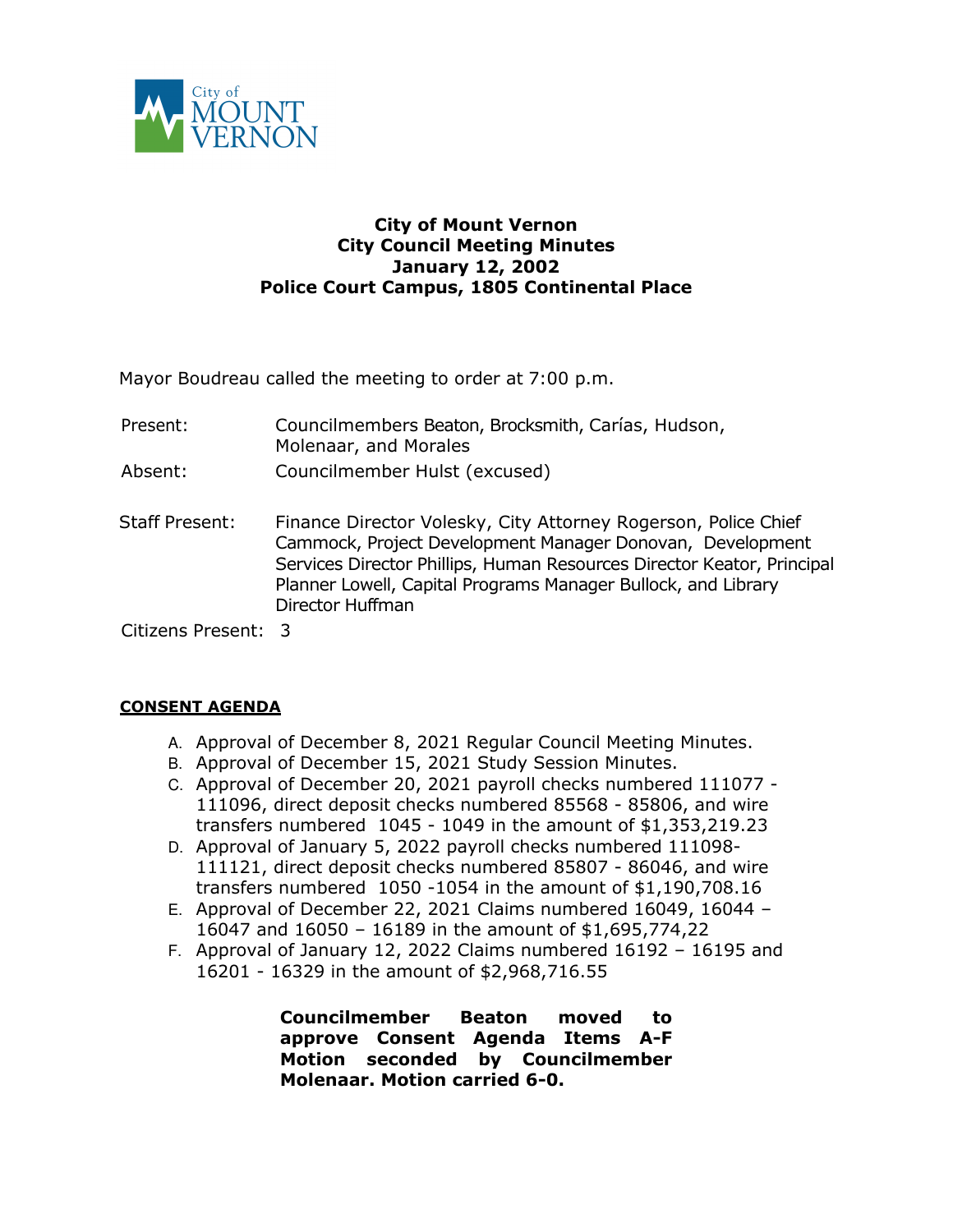City of  
MOUNT  
VERNON

**City of Mount Vernon**
**City Council Meeting Minutes**
**January 12, 2002**
**Police Court Campus, 1805 Continental Place**

Mayor Boudreau called the meeting to order at 7:00 p.m.

Present: Councilmembers Beaton, Brocksmith, Carías, Hudson, Molenaar, and Morales

Absent: Councilmember Hulst (excused)

Staff Present: Finance Director Volesky, City Attorney Rogerson, Police Chief Cammock, Project Development Manager Donovan, Development Services Director Phillips, Human Resources Director Keator, Principal Planner Lowell, Capital Programs Manager Bullock, and Library Director Huffman

Citizens Present: 3

**CONSENT AGENDA**

A. Approval of December 8, 2021 Regular Council Meeting Minutes.
B. Approval of December 15, 2021 Study Session Minutes.
C. Approval of December 20, 2021 payroll checks numbered 111077 - 111096, direct deposit checks numbered 85568 - 85806, and wire transfers numbered 1045 - 1049 in the amount of $1,353,219.23
D. Approval of January 5, 2022 payroll checks numbered 111098-111121, direct deposit checks numbered 85807 - 86046, and wire transfers numbered 1050 -1054 in the amount of $1,190,708.16
E. Approval of December 22, 2021 Claims numbered 16049, 16044 – 16047 and 16050 – 16189 in the amount of $1,695,774,22
F. Approval of January 12, 2022 Claims numbered 16192 – 16195 and 16201 - 16329 in the amount of $2,968,716.55

**Councilmember Beaton moved to approve Consent Agenda Items A-F Motion seconded by Councilmember Molenaar. Motion carried 6-0.**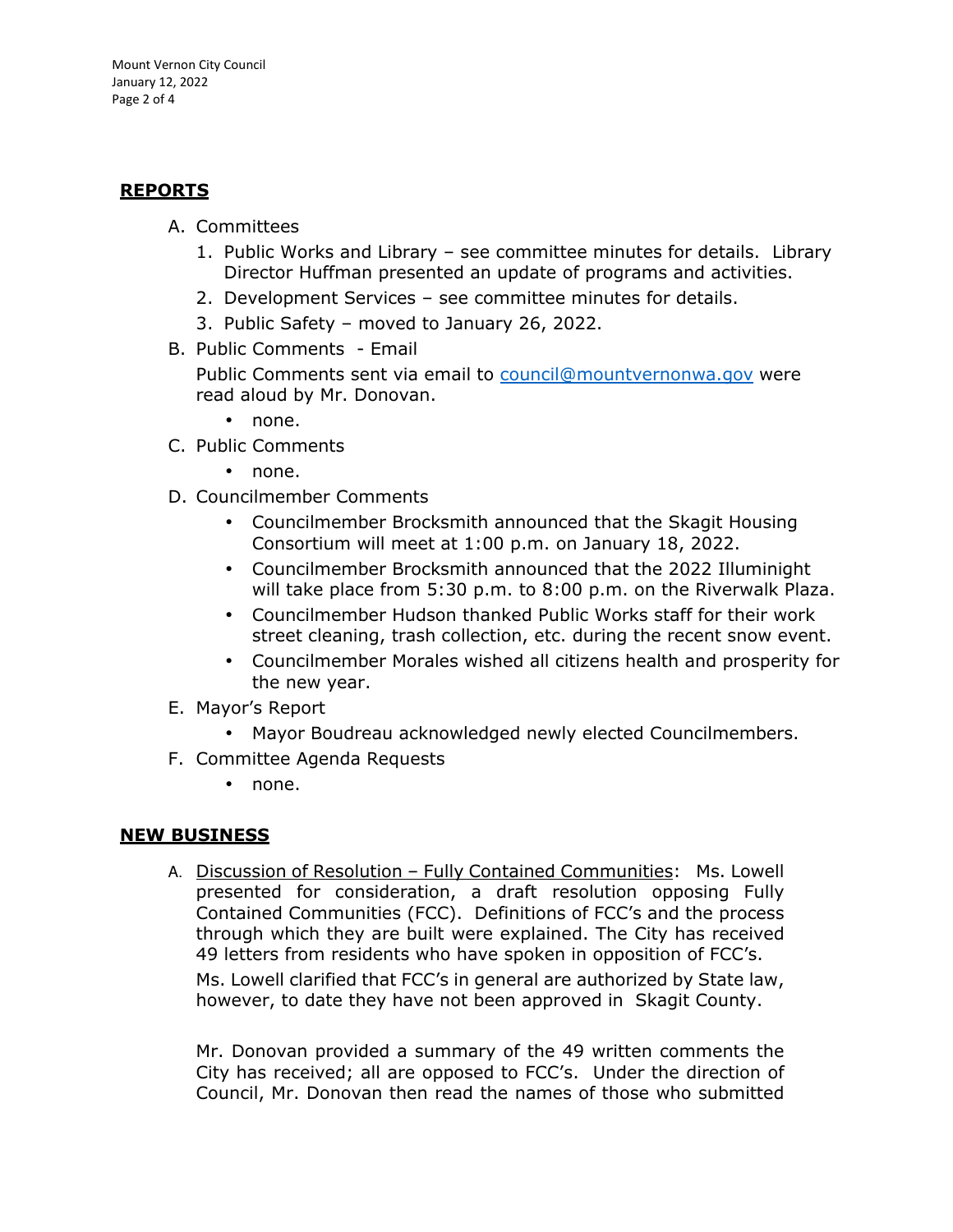## **REPORTS**

A. Committees

1. Public Works and Library – see committee minutes for details. Library Director Huffman presented an update of programs and activities.
2. Development Services – see committee minutes for details.
3. Public Safety – moved to January 26, 2022.

B. Public Comments - Email

Public Comments sent via email to council@mountvernonwa.gov were read aloud by Mr. Donovan.

- none.

C. Public Comments

- none.

D. Councilmember Comments

- Councilmember Brocksmith announced that the Skagit Housing Consortium will meet at 1:00 p.m. on January 18, 2022.
- Councilmember Brocksmith announced that the 2022 Illuminight will take place from 5:30 p.m. to 8:00 p.m. on the Riverwalk Plaza.
- Councilmember Hudson thanked Public Works staff for their work street cleaning, trash collection, etc. during the recent snow event.
- Councilmember Morales wished all citizens health and prosperity for the new year.

E. Mayor's Report

- Mayor Boudreau acknowledged newly elected Councilmembers.

F. Committee Agenda Requests

- none.

## **NEW BUSINESS**

A. Discussion of Resolution – Fully Contained Communities: Ms. Lowell presented for consideration, a draft resolution opposing Fully Contained Communities (FCC). Definitions of FCC's and the process through which they are built were explained. The City has received 49 letters from residents who have spoken in opposition of FCC's.

Ms. Lowell clarified that FCC's in general are authorized by State law, however, to date they have not been approved in Skagit County.

Mr. Donovan provided a summary of the 49 written comments the City has received; all are opposed to FCC's. Under the direction of Council, Mr. Donovan then read the names of those who submitted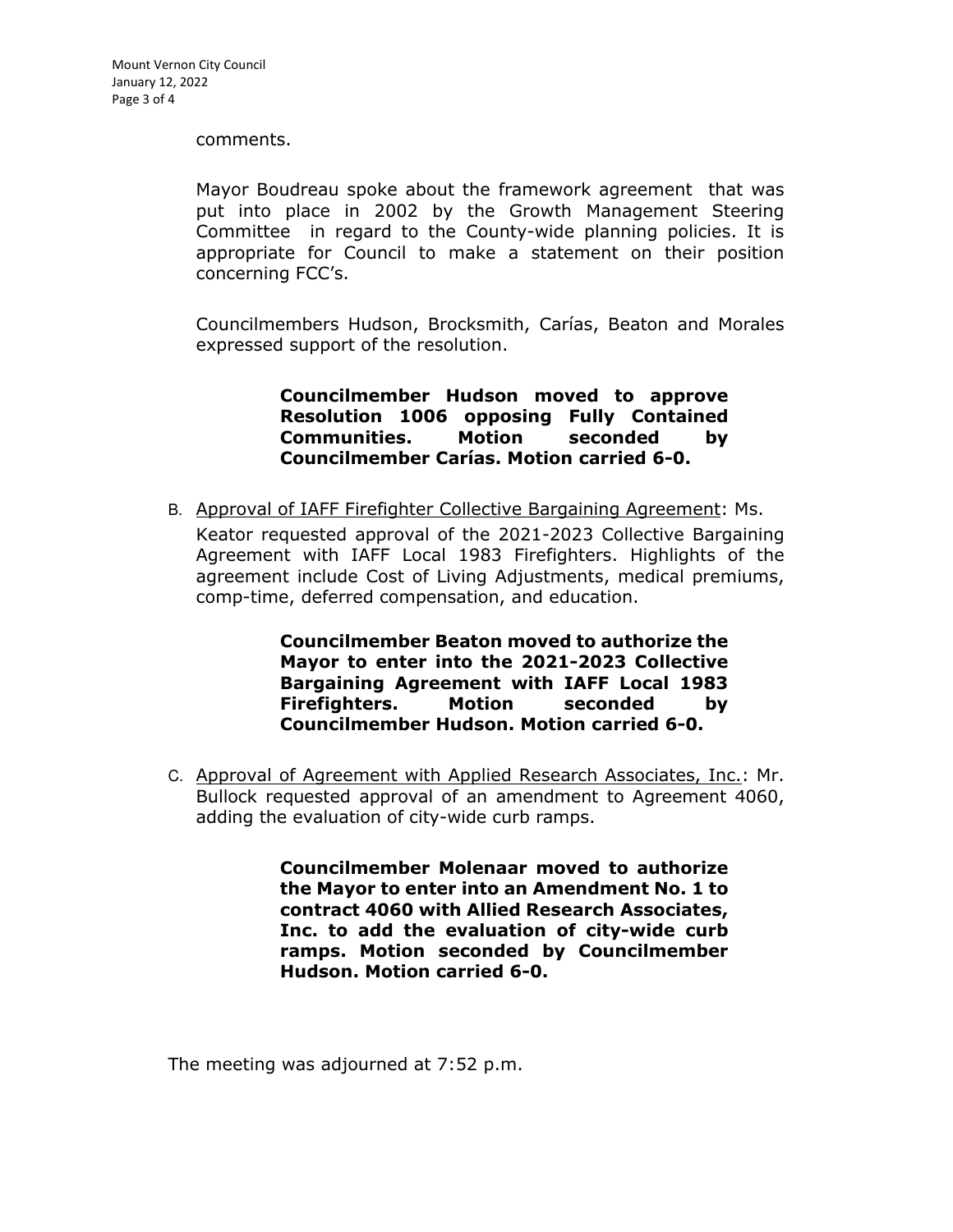comments.

Mayor Boudreau spoke about the framework agreement that was put into place in 2002 by the Growth Management Steering Committee in regard to the County-wide planning policies. It is appropriate for Council to make a statement on their position concerning FCC's.

Councilmembers Hudson, Brocksmith, Carías, Beaton and Morales expressed support of the resolution.

> **Councilmember Hudson moved to approve Resolution 1006 opposing Fully Contained Communities. Motion seconded by Councilmember Carías. Motion carried 6-0.**

B. Approval of IAFF Firefighter Collective Bargaining Agreement: Ms. Keator requested approval of the 2021-2023 Collective Bargaining Agreement with IAFF Local 1983 Firefighters. Highlights of the agreement include Cost of Living Adjustments, medical premiums, comp-time, deferred compensation, and education.

> **Councilmember Beaton moved to authorize the Mayor to enter into the 2021-2023 Collective Bargaining Agreement with IAFF Local 1983 Firefighters. Motion seconded by Councilmember Hudson. Motion carried 6-0.**

C. Approval of Agreement with Applied Research Associates, Inc.: Mr. Bullock requested approval of an amendment to Agreement 4060, adding the evaluation of city-wide curb ramps.

> **Councilmember Molenaar moved to authorize the Mayor to enter into an Amendment No. 1 to contract 4060 with Allied Research Associates, Inc. to add the evaluation of city-wide curb ramps. Motion seconded by Councilmember Hudson. Motion carried 6-0.**

The meeting was adjourned at 7:52 p.m.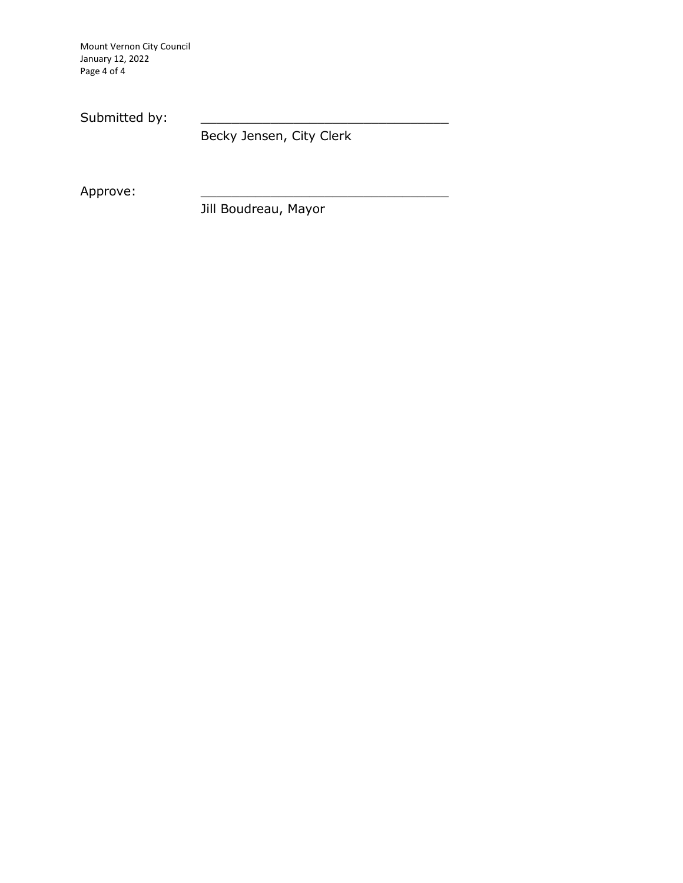Submitted by: ________________________________
Becky Jensen, City Clerk

Approve: ________________________________
Jill Boudreau, Mayor